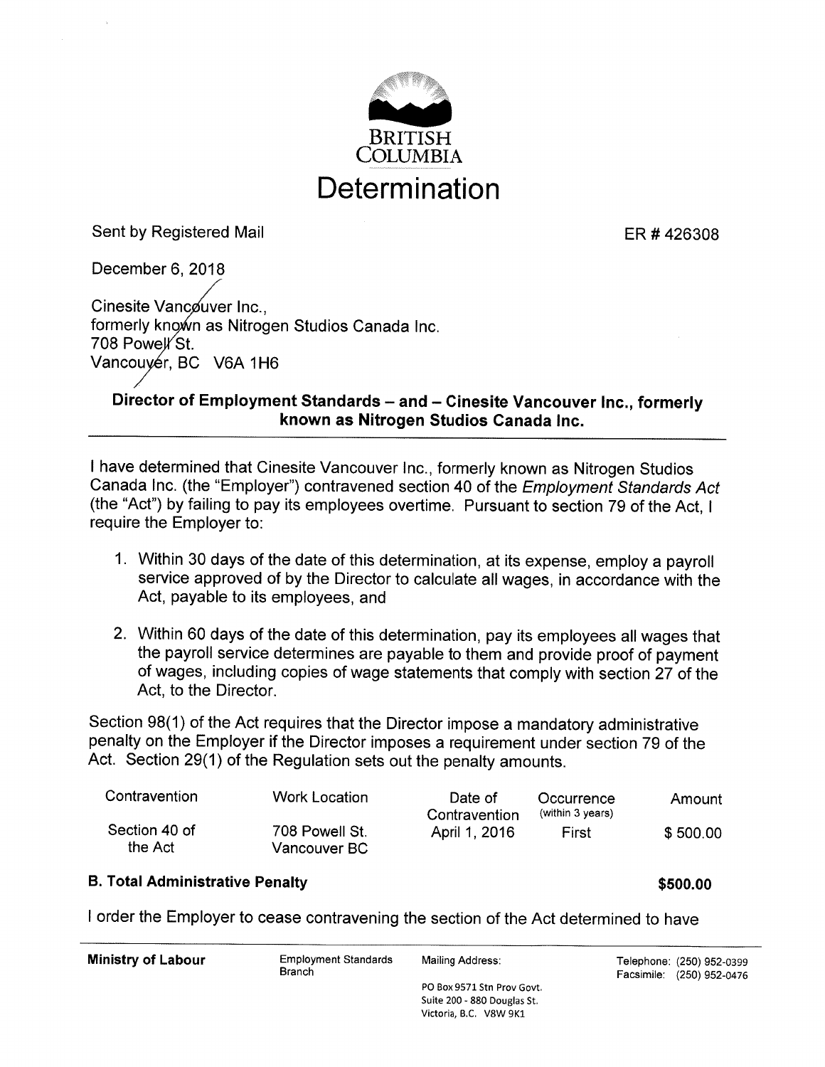BRITISH COLUMBIA

# Determination

Sent by Registered Mail

ER # 426308

December 6, 2018

Cinesite Vancouver Inc.,
formerly known as Nitrogen Studios Canada Inc.
708 Powell St.
Vancouver, BC V6A 1H6

**Director of Employment Standards – and – Cinesite Vancouver Inc., formerly known as Nitrogen Studios Canada Inc.**

---

I have determined that Cinesite Vancouver Inc., formerly known as Nitrogen Studios Canada Inc. (the "Employer") contravened section 40 of the *Employment Standards Act* (the "Act") by failing to pay its employees overtime. Pursuant to section 79 of the Act, I require the Employer to:

1. Within 30 days of the date of this determination, at its expense, employ a payroll service approved of by the Director to calculate all wages, in accordance with the Act, payable to its employees, and
2. Within 60 days of the date of this determination, pay its employees all wages that the payroll service determines are payable to them and provide proof of payment of wages, including copies of wage statements that comply with section 27 of the Act, to the Director.

Section 98(1) of the Act requires that the Director impose a mandatory administrative penalty on the Employer if the Director imposes a requirement under section 79 of the Act. Section 29(1) of the Regulation sets out the penalty amounts.

| Contravention | Work Location | Date of Contravention | Occurrence (within 3 years) | Amount |
|---|---|---|---|---|
| Section 40 of the Act | 708 Powell St. Vancouver BC | April 1, 2016 | First | $ 500.00 |

**B. Total Administrative Penalty** **$500.00**

I order the Employer to cease contravening the section of the Act determined to have

**Ministry of Labour** | Employment Standards Branch | Mailing Address: PO Box 9571 Stn Prov Govt. Suite 200 - 880 Douglas St. Victoria, B.C. V8W 9K1 | Telephone: (250) 952-0399 Facsimile: (250) 952-0476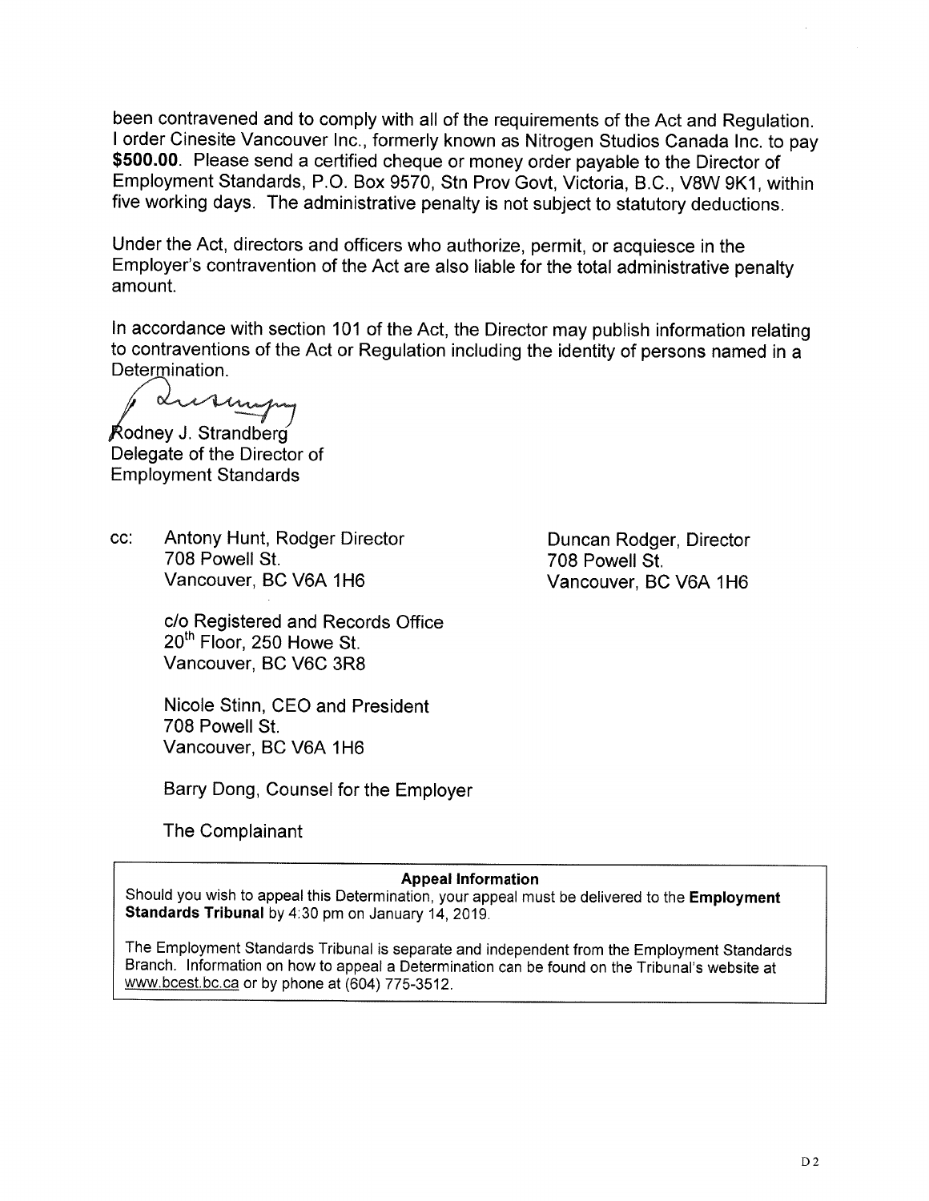been contravened and to comply with all of the requirements of the Act and Regulation. I order Cinesite Vancouver Inc., formerly known as Nitrogen Studios Canada Inc. to pay **$500.00**. Please send a certified cheque or money order payable to the Director of Employment Standards, P.O. Box 9570, Stn Prov Govt, Victoria, B.C., V8W 9K1, within five working days. The administrative penalty is not subject to statutory deductions.

Under the Act, directors and officers who authorize, permit, or acquiesce in the Employer's contravention of the Act are also liable for the total administrative penalty amount.

In accordance with section 101 of the Act, the Director may publish information relating to contraventions of the Act or Regulation including the identity of persons named in a Determination.

Rodney J. Strandberg
Delegate of the Director of
Employment Standards

cc:

Antony Hunt, Rodger Director
708 Powell St.
Vancouver, BC V6A 1H6

Duncan Rodger, Director
708 Powell St.
Vancouver, BC V6A 1H6

c/o Registered and Records Office
20th Floor, 250 Howe St.
Vancouver, BC V6C 3R8

Nicole Stinn, CEO and President
708 Powell St.
Vancouver, BC V6A 1H6

Barry Dong, Counsel for the Employer

The Complainant

**Appeal Information**

Should you wish to appeal this Determination, your appeal must be delivered to the **Employment Standards Tribunal** by 4:30 pm on January 14, 2019.

The Employment Standards Tribunal is separate and independent from the Employment Standards Branch. Information on how to appeal a Determination can be found on the Tribunal's website at www.bcest.bc.ca or by phone at (604) 775-3512.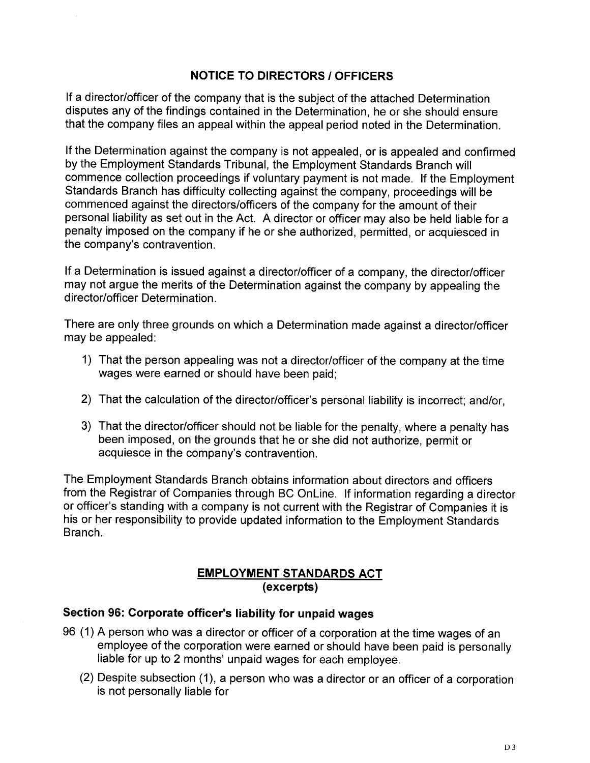## NOTICE TO DIRECTORS / OFFICERS

If a director/officer of the company that is the subject of the attached Determination disputes any of the findings contained in the Determination, he or she should ensure that the company files an appeal within the appeal period noted in the Determination.

If the Determination against the company is not appealed, or is appealed and confirmed by the Employment Standards Tribunal, the Employment Standards Branch will commence collection proceedings if voluntary payment is not made. If the Employment Standards Branch has difficulty collecting against the company, proceedings will be commenced against the directors/officers of the company for the amount of their personal liability as set out in the Act. A director or officer may also be held liable for a penalty imposed on the company if he or she authorized, permitted, or acquiesced in the company's contravention.

If a Determination is issued against a director/officer of a company, the director/officer may not argue the merits of the Determination against the company by appealing the director/officer Determination.

There are only three grounds on which a Determination made against a director/officer may be appealed:

1) That the person appealing was not a director/officer of the company at the time wages were earned or should have been paid;

2) That the calculation of the director/officer's personal liability is incorrect; and/or,

3) That the director/officer should not be liable for the penalty, where a penalty has been imposed, on the grounds that he or she did not authorize, permit or acquiesce in the company's contravention.

The Employment Standards Branch obtains information about directors and officers from the Registrar of Companies through BC OnLine. If information regarding a director or officer's standing with a company is not current with the Registrar of Companies it is his or her responsibility to provide updated information to the Employment Standards Branch.

## EMPLOYMENT STANDARDS ACT
**(excerpts)**

### Section 96: Corporate officer's liability for unpaid wages

96 (1) A person who was a director or officer of a corporation at the time wages of an employee of the corporation were earned or should have been paid is personally liable for up to 2 months' unpaid wages for each employee.

(2) Despite subsection (1), a person who was a director or an officer of a corporation is not personally liable for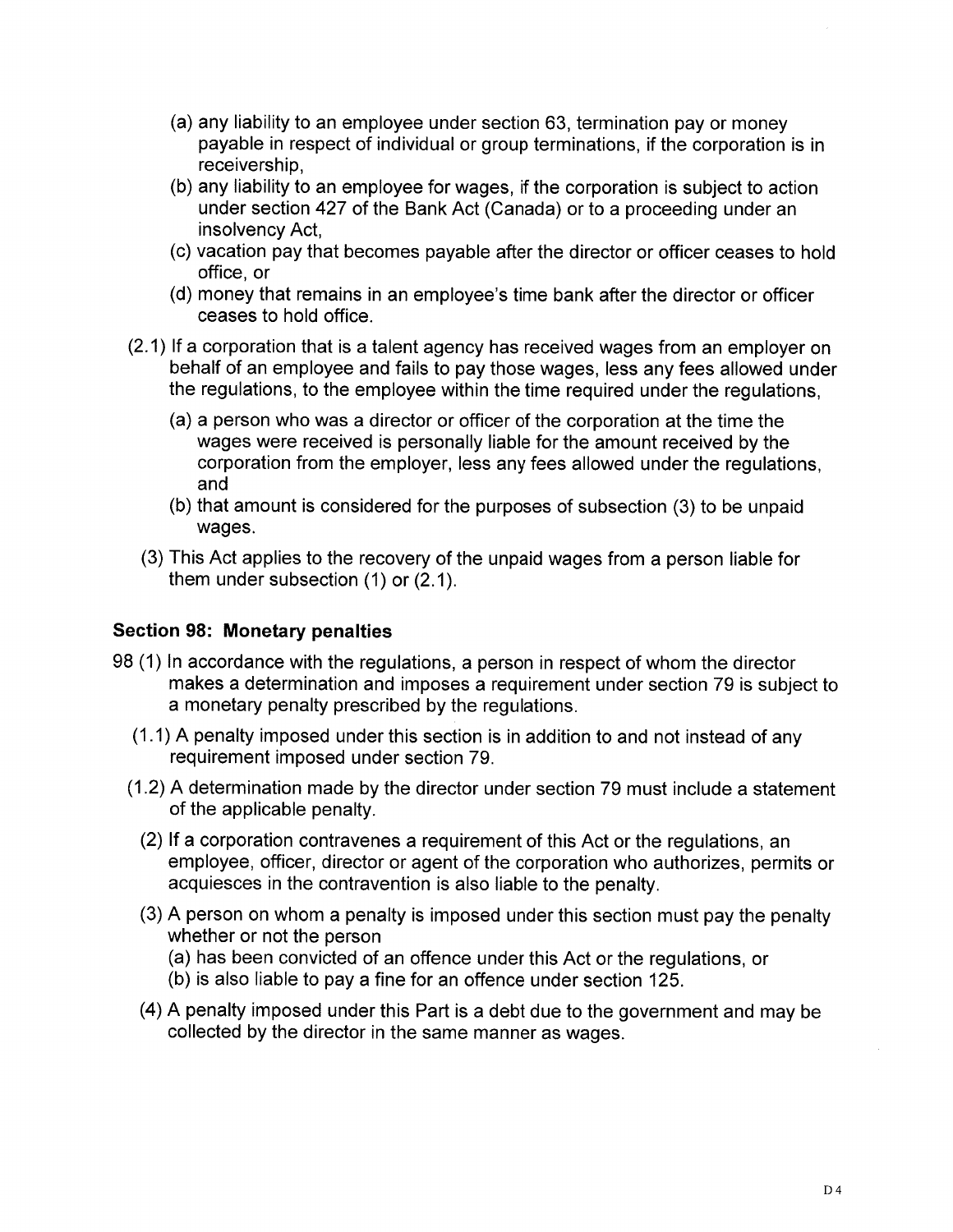(a) any liability to an employee under section 63, termination pay or money payable in respect of individual or group terminations, if the corporation is in receivership,

(b) any liability to an employee for wages, if the corporation is subject to action under section 427 of the Bank Act (Canada) or to a proceeding under an insolvency Act,

(c) vacation pay that becomes payable after the director or officer ceases to hold office, or

(d) money that remains in an employee's time bank after the director or officer ceases to hold office.

(2.1) If a corporation that is a talent agency has received wages from an employer on behalf of an employee and fails to pay those wages, less any fees allowed under the regulations, to the employee within the time required under the regulations,

(a) a person who was a director or officer of the corporation at the time the wages were received is personally liable for the amount received by the corporation from the employer, less any fees allowed under the regulations, and

(b) that amount is considered for the purposes of subsection (3) to be unpaid wages.

(3) This Act applies to the recovery of the unpaid wages from a person liable for them under subsection (1) or (2.1).

### Section 98: Monetary penalties

98 (1) In accordance with the regulations, a person in respect of whom the director makes a determination and imposes a requirement under section 79 is subject to a monetary penalty prescribed by the regulations.

(1.1) A penalty imposed under this section is in addition to and not instead of any requirement imposed under section 79.

(1.2) A determination made by the director under section 79 must include a statement of the applicable penalty.

(2) If a corporation contravenes a requirement of this Act or the regulations, an employee, officer, director or agent of the corporation who authorizes, permits or acquiesces in the contravention is also liable to the penalty.

(3) A person on whom a penalty is imposed under this section must pay the penalty whether or not the person

(a) has been convicted of an offence under this Act or the regulations, or

(b) is also liable to pay a fine for an offence under section 125.

(4) A penalty imposed under this Part is a debt due to the government and may be collected by the director in the same manner as wages.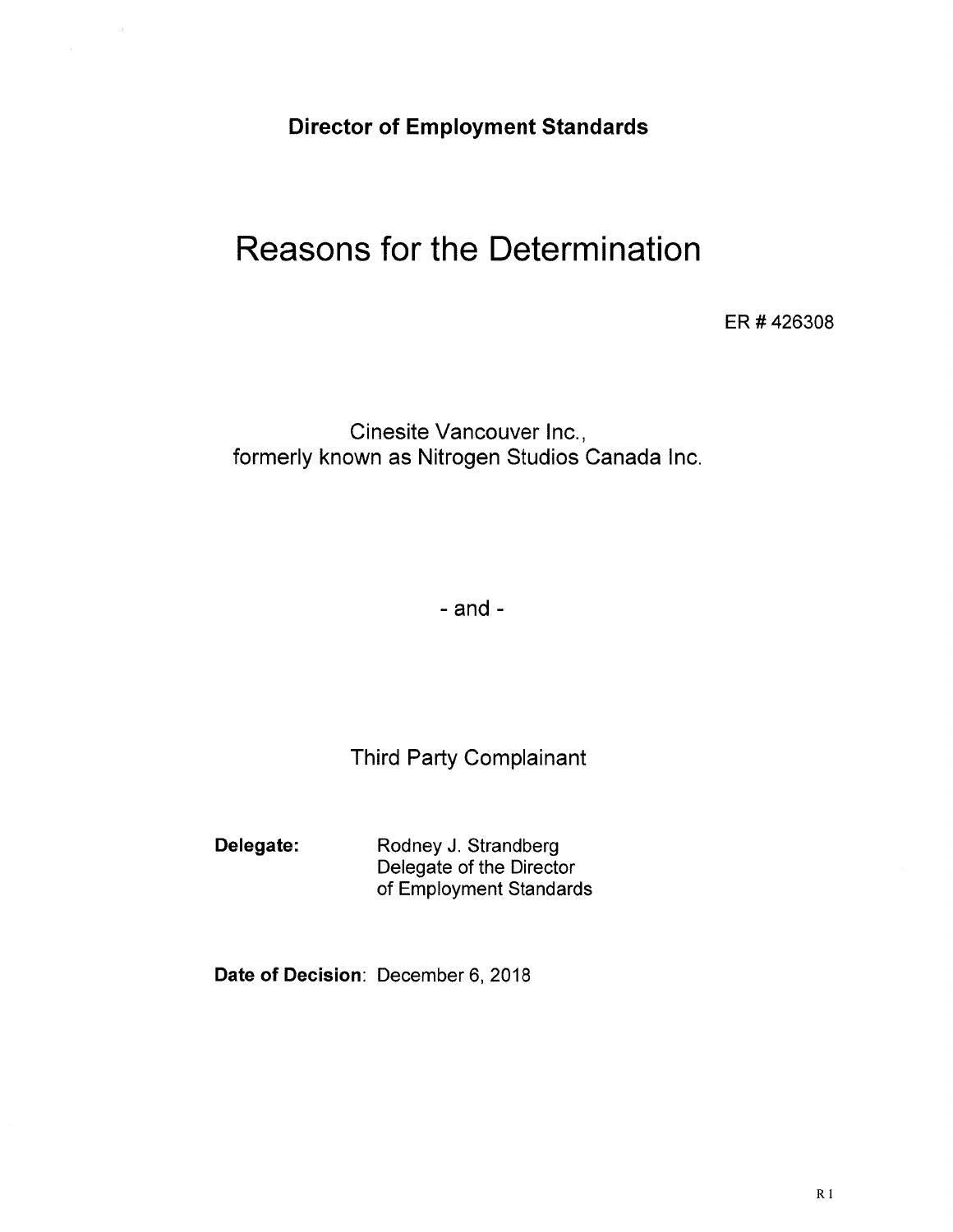**Director of Employment Standards**

# Reasons for the Determination

ER # 426308

Cinesite Vancouver Inc.,
formerly known as Nitrogen Studios Canada Inc.

- and -

Third Party Complainant

**Delegate:** Rodney J. Strandberg
Delegate of the Director
of Employment Standards

**Date of Decision**: December 6, 2018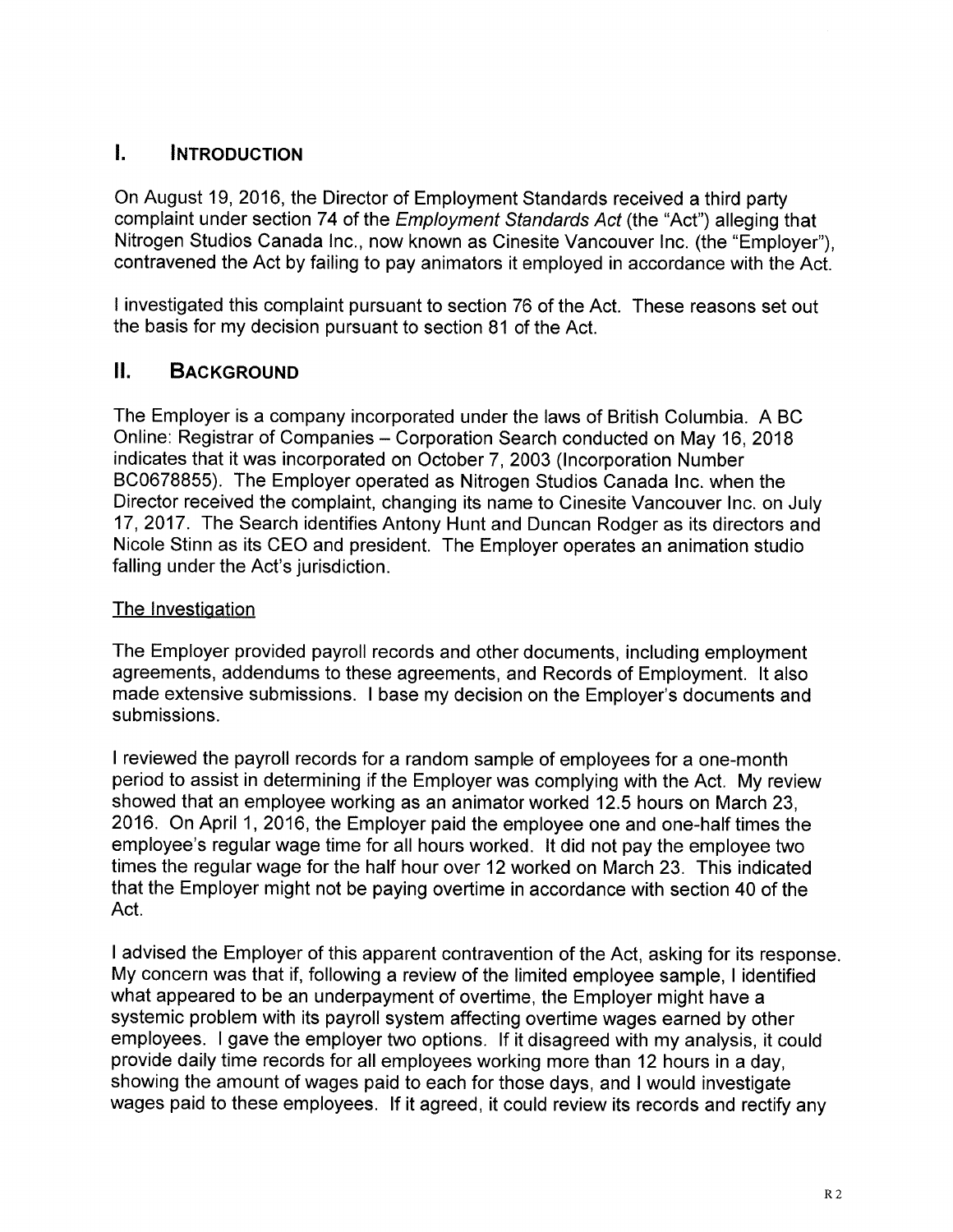## I. INTRODUCTION

On August 19, 2016, the Director of Employment Standards received a third party complaint under section 74 of the *Employment Standards Act* (the "Act") alleging that Nitrogen Studios Canada Inc., now known as Cinesite Vancouver Inc. (the "Employer"), contravened the Act by failing to pay animators it employed in accordance with the Act.

I investigated this complaint pursuant to section 76 of the Act. These reasons set out the basis for my decision pursuant to section 81 of the Act.

## II. BACKGROUND

The Employer is a company incorporated under the laws of British Columbia. A BC Online: Registrar of Companies – Corporation Search conducted on May 16, 2018 indicates that it was incorporated on October 7, 2003 (Incorporation Number BC0678855). The Employer operated as Nitrogen Studios Canada Inc. when the Director received the complaint, changing its name to Cinesite Vancouver Inc. on July 17, 2017. The Search identifies Antony Hunt and Duncan Rodger as its directors and Nicole Stinn as its CEO and president. The Employer operates an animation studio falling under the Act's jurisdiction.

### The Investigation

The Employer provided payroll records and other documents, including employment agreements, addendums to these agreements, and Records of Employment. It also made extensive submissions. I base my decision on the Employer's documents and submissions.

I reviewed the payroll records for a random sample of employees for a one-month period to assist in determining if the Employer was complying with the Act. My review showed that an employee working as an animator worked 12.5 hours on March 23, 2016. On April 1, 2016, the Employer paid the employee one and one-half times the employee's regular wage time for all hours worked. It did not pay the employee two times the regular wage for the half hour over 12 worked on March 23. This indicated that the Employer might not be paying overtime in accordance with section 40 of the Act.

I advised the Employer of this apparent contravention of the Act, asking for its response. My concern was that if, following a review of the limited employee sample, I identified what appeared to be an underpayment of overtime, the Employer might have a systemic problem with its payroll system affecting overtime wages earned by other employees. I gave the employer two options. If it disagreed with my analysis, it could provide daily time records for all employees working more than 12 hours in a day, showing the amount of wages paid to each for those days, and I would investigate wages paid to these employees. If it agreed, it could review its records and rectify any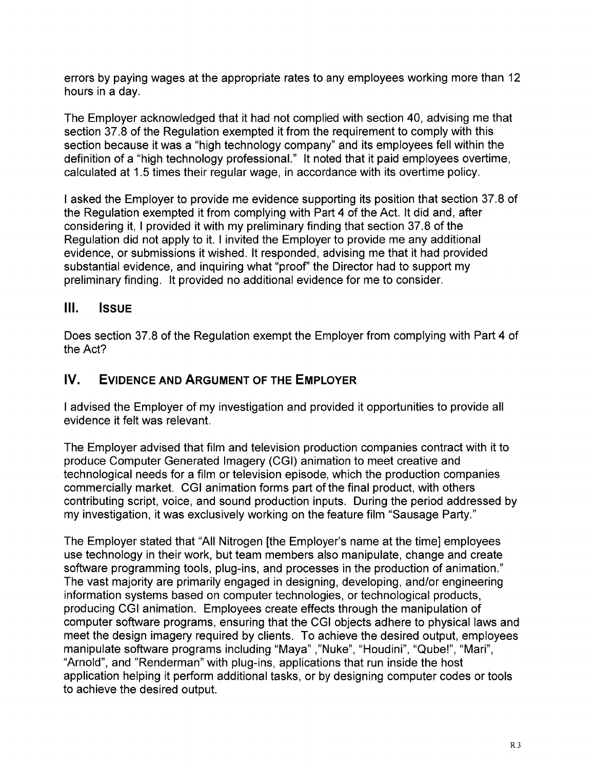errors by paying wages at the appropriate rates to any employees working more than 12 hours in a day.

The Employer acknowledged that it had not complied with section 40, advising me that section 37.8 of the Regulation exempted it from the requirement to comply with this section because it was a "high technology company" and its employees fell within the definition of a "high technology professional." It noted that it paid employees overtime, calculated at 1.5 times their regular wage, in accordance with its overtime policy.

I asked the Employer to provide me evidence supporting its position that section 37.8 of the Regulation exempted it from complying with Part 4 of the Act. It did and, after considering it, I provided it with my preliminary finding that section 37.8 of the Regulation did not apply to it. I invited the Employer to provide me any additional evidence, or submissions it wished. It responded, advising me that it had provided substantial evidence, and inquiring what "proof" the Director had to support my preliminary finding. It provided no additional evidence for me to consider.

## III. Issue

Does section 37.8 of the Regulation exempt the Employer from complying with Part 4 of the Act?

## IV. Evidence and Argument of the Employer

I advised the Employer of my investigation and provided it opportunities to provide all evidence it felt was relevant.

The Employer advised that film and television production companies contract with it to produce Computer Generated Imagery (CGI) animation to meet creative and technological needs for a film or television episode, which the production companies commercially market. CGI animation forms part of the final product, with others contributing script, voice, and sound production inputs. During the period addressed by my investigation, it was exclusively working on the feature film "Sausage Party."

The Employer stated that "All Nitrogen [the Employer's name at the time] employees use technology in their work, but team members also manipulate, change and create software programming tools, plug-ins, and processes in the production of animation." The vast majority are primarily engaged in designing, developing, and/or engineering information systems based on computer technologies, or technological products, producing CGI animation. Employees create effects through the manipulation of computer software programs, ensuring that the CGI objects adhere to physical laws and meet the design imagery required by clients. To achieve the desired output, employees manipulate software programs including "Maya" ,"Nuke", "Houdini", "Qube!", "Mari", "Arnold", and "Renderman" with plug-ins, applications that run inside the host application helping it perform additional tasks, or by designing computer codes or tools to achieve the desired output.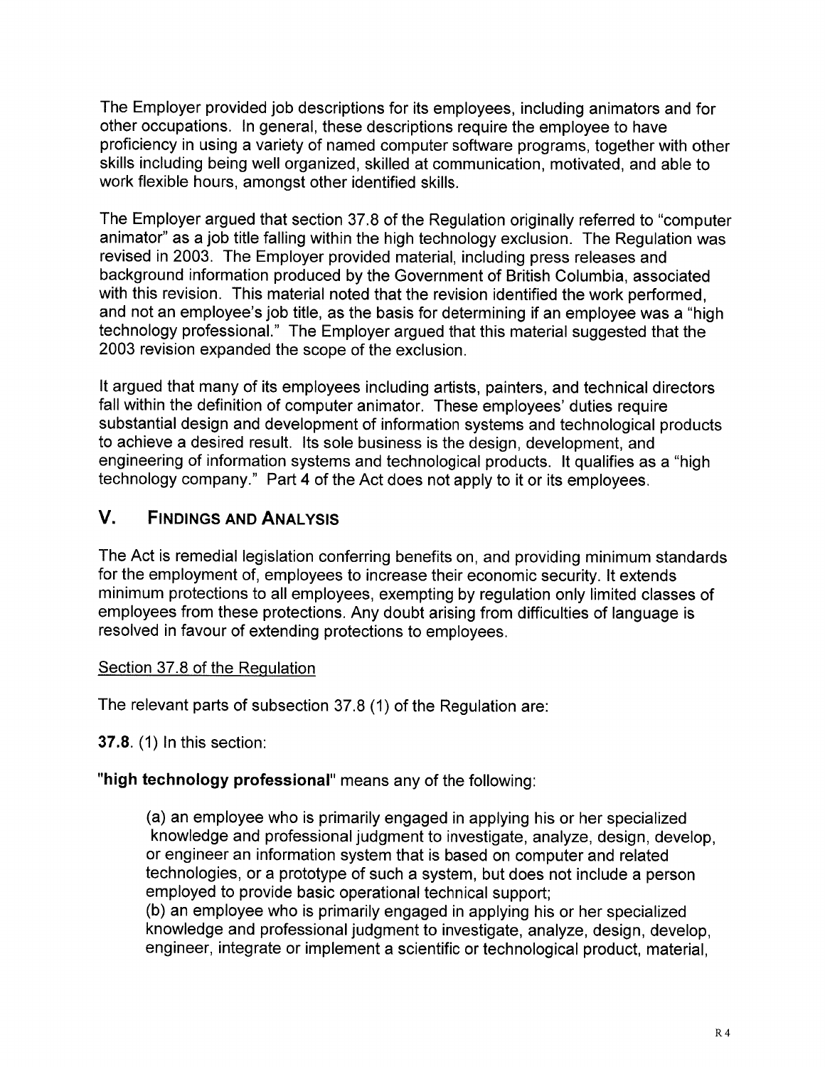The Employer provided job descriptions for its employees, including animators and for other occupations. In general, these descriptions require the employee to have proficiency in using a variety of named computer software programs, together with other skills including being well organized, skilled at communication, motivated, and able to work flexible hours, amongst other identified skills.

The Employer argued that section 37.8 of the Regulation originally referred to "computer animator" as a job title falling within the high technology exclusion. The Regulation was revised in 2003. The Employer provided material, including press releases and background information produced by the Government of British Columbia, associated with this revision. This material noted that the revision identified the work performed, and not an employee's job title, as the basis for determining if an employee was a "high technology professional." The Employer argued that this material suggested that the 2003 revision expanded the scope of the exclusion.

It argued that many of its employees including artists, painters, and technical directors fall within the definition of computer animator. These employees' duties require substantial design and development of information systems and technological products to achieve a desired result. Its sole business is the design, development, and engineering of information systems and technological products. It qualifies as a "high technology company." Part 4 of the Act does not apply to it or its employees.

## V. FINDINGS AND ANALYSIS

The Act is remedial legislation conferring benefits on, and providing minimum standards for the employment of, employees to increase their economic security. It extends minimum protections to all employees, exempting by regulation only limited classes of employees from these protections. Any doubt arising from difficulties of language is resolved in favour of extending protections to employees.

Section 37.8 of the Regulation

The relevant parts of subsection 37.8 (1) of the Regulation are:

**37.8.** (1) In this section:

**"high technology professional"** means any of the following:

> (a) an employee who is primarily engaged in applying his or her specialized knowledge and professional judgment to investigate, analyze, design, develop, or engineer an information system that is based on computer and related technologies, or a prototype of such a system, but does not include a person employed to provide basic operational technical support;
>
> (b) an employee who is primarily engaged in applying his or her specialized knowledge and professional judgment to investigate, analyze, design, develop, engineer, integrate or implement a scientific or technological product, material,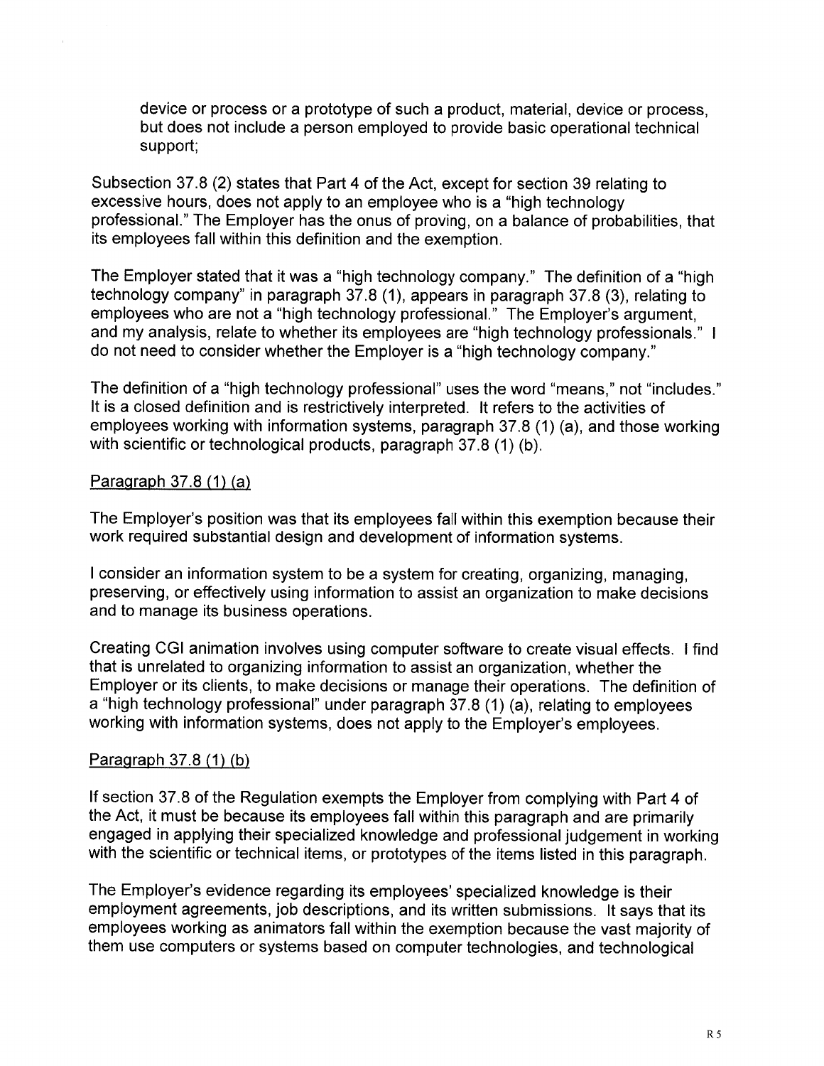device or process or a prototype of such a product, material, device or process, but does not include a person employed to provide basic operational technical support;

Subsection 37.8 (2) states that Part 4 of the Act, except for section 39 relating to excessive hours, does not apply to an employee who is a "high technology professional." The Employer has the onus of proving, on a balance of probabilities, that its employees fall within this definition and the exemption.

The Employer stated that it was a "high technology company." The definition of a "high technology company" in paragraph 37.8 (1), appears in paragraph 37.8 (3), relating to employees who are not a "high technology professional." The Employer's argument, and my analysis, relate to whether its employees are "high technology professionals." I do not need to consider whether the Employer is a "high technology company."

The definition of a "high technology professional" uses the word "means," not "includes." It is a closed definition and is restrictively interpreted. It refers to the activities of employees working with information systems, paragraph 37.8 (1) (a), and those working with scientific or technological products, paragraph 37.8 (1) (b).

<u>Paragraph 37.8 (1) (a)</u>

The Employer's position was that its employees fall within this exemption because their work required substantial design and development of information systems.

I consider an information system to be a system for creating, organizing, managing, preserving, or effectively using information to assist an organization to make decisions and to manage its business operations.

Creating CGI animation involves using computer software to create visual effects. I find that is unrelated to organizing information to assist an organization, whether the Employer or its clients, to make decisions or manage their operations. The definition of a "high technology professional" under paragraph 37.8 (1) (a), relating to employees working with information systems, does not apply to the Employer's employees.

<u>Paragraph 37.8 (1) (b)</u>

If section 37.8 of the Regulation exempts the Employer from complying with Part 4 of the Act, it must be because its employees fall within this paragraph and are primarily engaged in applying their specialized knowledge and professional judgement in working with the scientific or technical items, or prototypes of the items listed in this paragraph.

The Employer's evidence regarding its employees' specialized knowledge is their employment agreements, job descriptions, and its written submissions. It says that its employees working as animators fall within the exemption because the vast majority of them use computers or systems based on computer technologies, and technological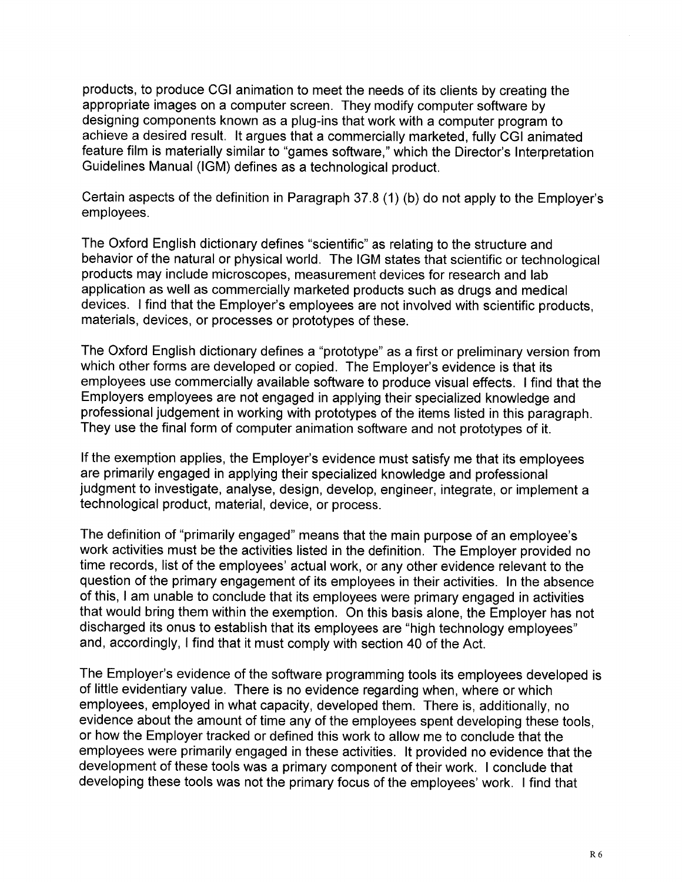products, to produce CGI animation to meet the needs of its clients by creating the appropriate images on a computer screen. They modify computer software by designing components known as a plug-ins that work with a computer program to achieve a desired result. It argues that a commercially marketed, fully CGI animated feature film is materially similar to "games software," which the Director's Interpretation Guidelines Manual (IGM) defines as a technological product.

Certain aspects of the definition in Paragraph 37.8 (1) (b) do not apply to the Employer's employees.

The Oxford English dictionary defines "scientific" as relating to the structure and behavior of the natural or physical world. The IGM states that scientific or technological products may include microscopes, measurement devices for research and lab application as well as commercially marketed products such as drugs and medical devices. I find that the Employer's employees are not involved with scientific products, materials, devices, or processes or prototypes of these.

The Oxford English dictionary defines a "prototype" as a first or preliminary version from which other forms are developed or copied. The Employer's evidence is that its employees use commercially available software to produce visual effects. I find that the Employers employees are not engaged in applying their specialized knowledge and professional judgement in working with prototypes of the items listed in this paragraph. They use the final form of computer animation software and not prototypes of it.

If the exemption applies, the Employer's evidence must satisfy me that its employees are primarily engaged in applying their specialized knowledge and professional judgment to investigate, analyse, design, develop, engineer, integrate, or implement a technological product, material, device, or process.

The definition of "primarily engaged" means that the main purpose of an employee's work activities must be the activities listed in the definition. The Employer provided no time records, list of the employees' actual work, or any other evidence relevant to the question of the primary engagement of its employees in their activities. In the absence of this, I am unable to conclude that its employees were primary engaged in activities that would bring them within the exemption. On this basis alone, the Employer has not discharged its onus to establish that its employees are "high technology employees" and, accordingly, I find that it must comply with section 40 of the Act.

The Employer's evidence of the software programming tools its employees developed is of little evidentiary value. There is no evidence regarding when, where or which employees, employed in what capacity, developed them. There is, additionally, no evidence about the amount of time any of the employees spent developing these tools, or how the Employer tracked or defined this work to allow me to conclude that the employees were primarily engaged in these activities. It provided no evidence that the development of these tools was a primary component of their work. I conclude that developing these tools was not the primary focus of the employees' work. I find that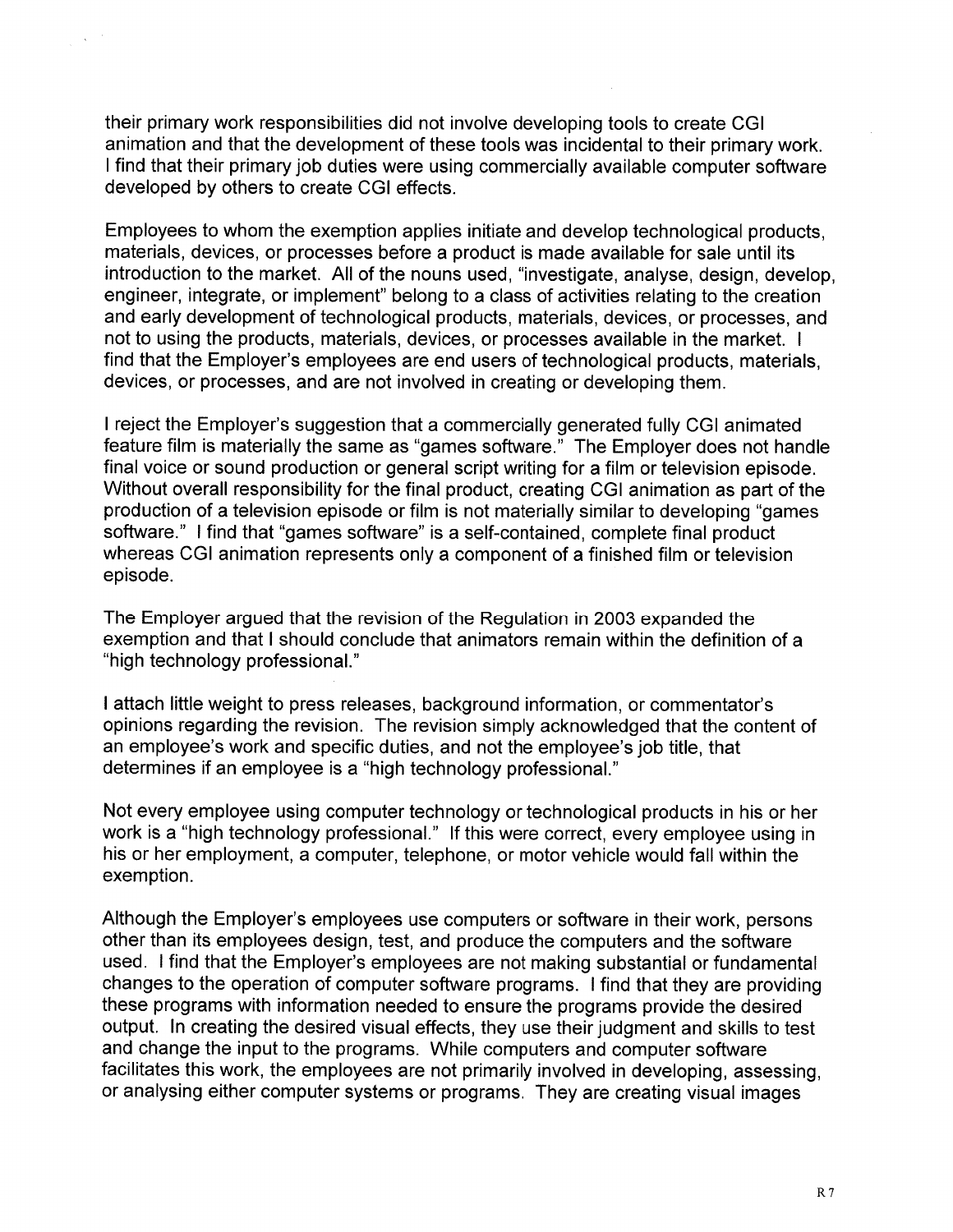their primary work responsibilities did not involve developing tools to create CGI animation and that the development of these tools was incidental to their primary work. I find that their primary job duties were using commercially available computer software developed by others to create CGI effects.

Employees to whom the exemption applies initiate and develop technological products, materials, devices, or processes before a product is made available for sale until its introduction to the market. All of the nouns used, "investigate, analyse, design, develop, engineer, integrate, or implement" belong to a class of activities relating to the creation and early development of technological products, materials, devices, or processes, and not to using the products, materials, devices, or processes available in the market. I find that the Employer's employees are end users of technological products, materials, devices, or processes, and are not involved in creating or developing them.

I reject the Employer's suggestion that a commercially generated fully CGI animated feature film is materially the same as "games software." The Employer does not handle final voice or sound production or general script writing for a film or television episode. Without overall responsibility for the final product, creating CGI animation as part of the production of a television episode or film is not materially similar to developing "games software." I find that "games software" is a self-contained, complete final product whereas CGI animation represents only a component of a finished film or television episode.

The Employer argued that the revision of the Regulation in 2003 expanded the exemption and that I should conclude that animators remain within the definition of a "high technology professional."

I attach little weight to press releases, background information, or commentator's opinions regarding the revision. The revision simply acknowledged that the content of an employee's work and specific duties, and not the employee's job title, that determines if an employee is a "high technology professional."

Not every employee using computer technology or technological products in his or her work is a "high technology professional." If this were correct, every employee using in his or her employment, a computer, telephone, or motor vehicle would fall within the exemption.

Although the Employer's employees use computers or software in their work, persons other than its employees design, test, and produce the computers and the software used. I find that the Employer's employees are not making substantial or fundamental changes to the operation of computer software programs. I find that they are providing these programs with information needed to ensure the programs provide the desired output. In creating the desired visual effects, they use their judgment and skills to test and change the input to the programs. While computers and computer software facilitates this work, the employees are not primarily involved in developing, assessing, or analysing either computer systems or programs. They are creating visual images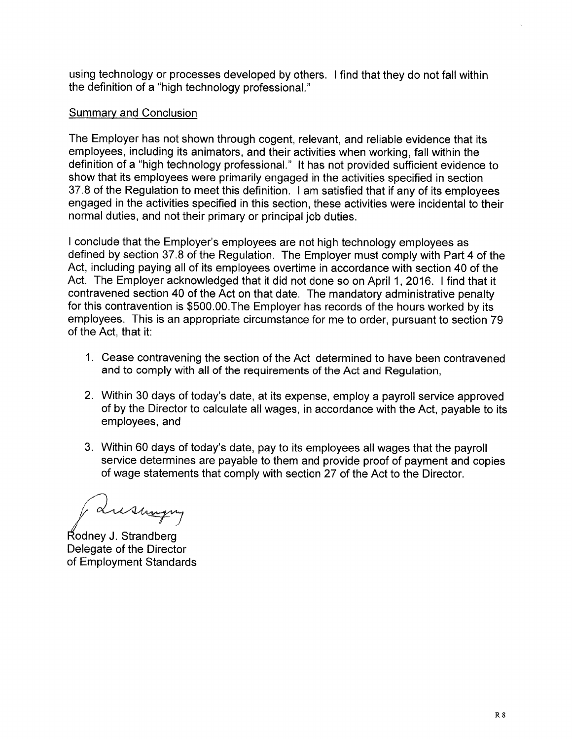using technology or processes developed by others. I find that they do not fall within the definition of a "high technology professional."

Summary and Conclusion

The Employer has not shown through cogent, relevant, and reliable evidence that its employees, including its animators, and their activities when working, fall within the definition of a "high technology professional." It has not provided sufficient evidence to show that its employees were primarily engaged in the activities specified in section 37.8 of the Regulation to meet this definition. I am satisfied that if any of its employees engaged in the activities specified in this section, these activities were incidental to their normal duties, and not their primary or principal job duties.

I conclude that the Employer's employees are not high technology employees as defined by section 37.8 of the Regulation. The Employer must comply with Part 4 of the Act, including paying all of its employees overtime in accordance with section 40 of the Act. The Employer acknowledged that it did not done so on April 1, 2016. I find that it contravened section 40 of the Act on that date. The mandatory administrative penalty for this contravention is $500.00.The Employer has records of the hours worked by its employees. This is an appropriate circumstance for me to order, pursuant to section 79 of the Act, that it:

1. Cease contravening the section of the Act determined to have been contravened and to comply with all of the requirements of the Act and Regulation,
2. Within 30 days of today's date, at its expense, employ a payroll service approved of by the Director to calculate all wages, in accordance with the Act, payable to its employees, and
3. Within 60 days of today's date, pay to its employees all wages that the payroll service determines are payable to them and provide proof of payment and copies of wage statements that comply with section 27 of the Act to the Director.

Rodney J. Strandberg
Delegate of the Director
of Employment Standards